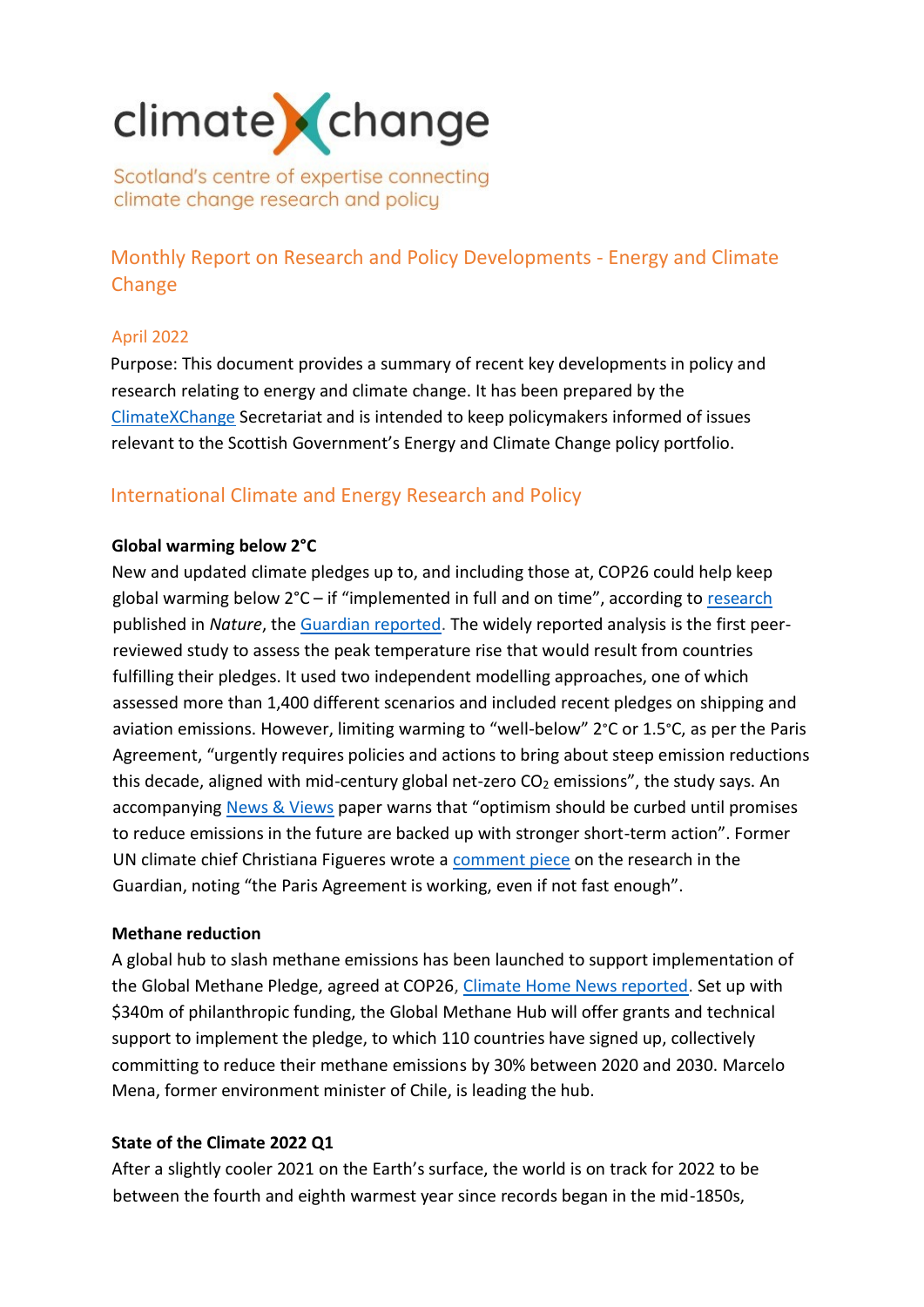# climateXchange

Scotland's centre of expertise connecting climate change research and policy

## Monthly Report on Research and Policy Developments - Energy and Climate Change

April 2022

Purpose: This document provides a summary of recent key developments in policy and research relating to energy and climate change. It has been prepared by the ClimateXChange Secretariat and is intended to keep policymakers informed of issues relevant to the Scottish Government's Energy and Climate Change policy portfolio.

## International Climate and Energy Research and Policy

**Global warming below 2°C**

New and updated climate pledges up to, and including those at, COP26 could help keep global warming below 2°C – if "implemented in full and on time", according to research published in *Nature*, the Guardian reported. The widely reported analysis is the first peer-reviewed study to assess the peak temperature rise that would result from countries fulfilling their pledges. It used two independent modelling approaches, one of which assessed more than 1,400 different scenarios and included recent pledges on shipping and aviation emissions. However, limiting warming to "well-below" 2°C or 1.5°C, as per the Paris Agreement, "urgently requires policies and actions to bring about steep emission reductions this decade, aligned with mid-century global net-zero $CO_2$ emissions", the study says. An accompanying News & Views paper warns that "optimism should be curbed until promises to reduce emissions in the future are backed up with stronger short-term action". Former UN climate chief Christiana Figueres wrote a comment piece on the research in the Guardian, noting "the Paris Agreement is working, even if not fast enough".

**Methane reduction**

A global hub to slash methane emissions has been launched to support implementation of the Global Methane Pledge, agreed at COP26, Climate Home News reported. Set up with $340m of philanthropic funding, the Global Methane Hub will offer grants and technical support to implement the pledge, to which 110 countries have signed up, collectively committing to reduce their methane emissions by 30% between 2020 and 2030. Marcelo Mena, former environment minister of Chile, is leading the hub.

**State of the Climate 2022 Q1**

After a slightly cooler 2021 on the Earth's surface, the world is on track for 2022 to be between the fourth and eighth warmest year since records began in the mid-1850s,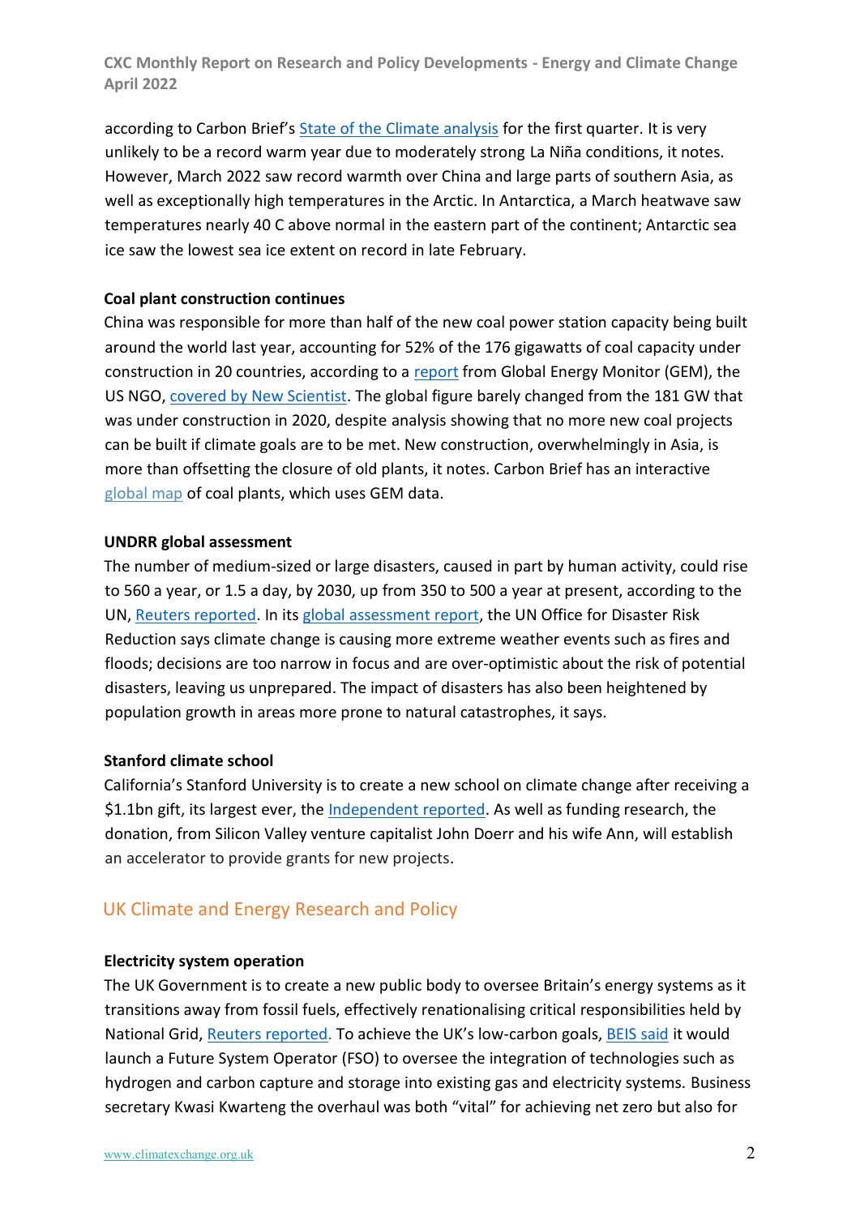according to Carbon Brief's State of the Climate analysis for the first quarter. It is very unlikely to be a record warm year due to moderately strong La Niña conditions, it notes. However, March 2022 saw record warmth over China and large parts of southern Asia, as well as exceptionally high temperatures in the Arctic. In Antarctica, a March heatwave saw temperatures nearly 40 C above normal in the eastern part of the continent; Antarctic sea ice saw the lowest sea ice extent on record in late February.

**Coal plant construction continues**

China was responsible for more than half of the new coal power station capacity being built around the world last year, accounting for 52% of the 176 gigawatts of coal capacity under construction in 20 countries, according to a report from Global Energy Monitor (GEM), the US NGO, covered by New Scientist. The global figure barely changed from the 181 GW that was under construction in 2020, despite analysis showing that no more new coal projects can be built if climate goals are to be met. New construction, overwhelmingly in Asia, is more than offsetting the closure of old plants, it notes. Carbon Brief has an interactive global map of coal plants, which uses GEM data.

**UNDRR global assessment**

The number of medium-sized or large disasters, caused in part by human activity, could rise to 560 a year, or 1.5 a day, by 2030, up from 350 to 500 a year at present, according to the UN, Reuters reported. In its global assessment report, the UN Office for Disaster Risk Reduction says climate change is causing more extreme weather events such as fires and floods; decisions are too narrow in focus and are over-optimistic about the risk of potential disasters, leaving us unprepared. The impact of disasters has also been heightened by population growth in areas more prone to natural catastrophes, it says.

**Stanford climate school**

California's Stanford University is to create a new school on climate change after receiving a $1.1bn gift, its largest ever, the Independent reported. As well as funding research, the donation, from Silicon Valley venture capitalist John Doerr and his wife Ann, will establish an accelerator to provide grants for new projects.

## UK Climate and Energy Research and Policy

**Electricity system operation**

The UK Government is to create a new public body to oversee Britain's energy systems as it transitions away from fossil fuels, effectively renationalising critical responsibilities held by National Grid, Reuters reported. To achieve the UK's low-carbon goals, BEIS said it would launch a Future System Operator (FSO) to oversee the integration of technologies such as hydrogen and carbon capture and storage into existing gas and electricity systems. Business secretary Kwasi Kwarteng the overhaul was both "vital" for achieving net zero but also for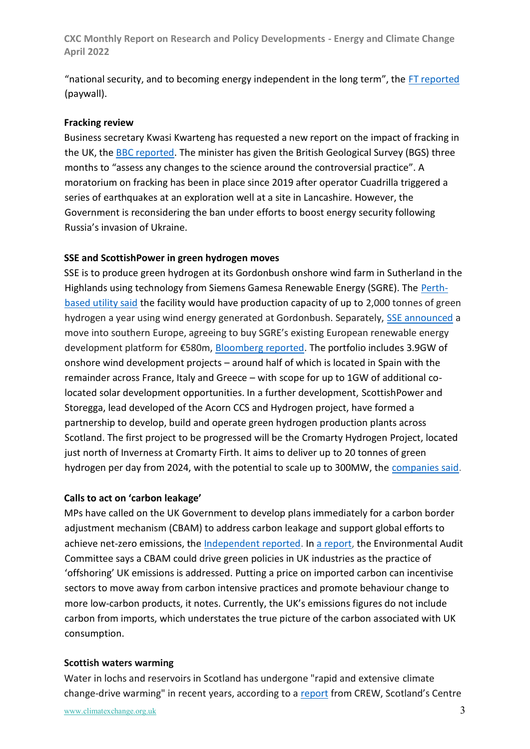"national security, and to becoming energy independent in the long term", the FT reported (paywall).

**Fracking review**

Business secretary Kwasi Kwarteng has requested a new report on the impact of fracking in the UK, the BBC reported. The minister has given the British Geological Survey (BGS) three months to "assess any changes to the science around the controversial practice". A moratorium on fracking has been in place since 2019 after operator Cuadrilla triggered a series of earthquakes at an exploration well at a site in Lancashire. However, the Government is reconsidering the ban under efforts to boost energy security following Russia's invasion of Ukraine.

**SSE and ScottishPower in green hydrogen moves**

SSE is to produce green hydrogen at its Gordonbush onshore wind farm in Sutherland in the Highlands using technology from Siemens Gamesa Renewable Energy (SGRE). The Perth-based utility said the facility would have production capacity of up to 2,000 tonnes of green hydrogen a year using wind energy generated at Gordonbush. Separately, SSE announced a move into southern Europe, agreeing to buy SGRE's existing European renewable energy development platform for €580m, Bloomberg reported. The portfolio includes 3.9GW of onshore wind development projects – around half of which is located in Spain with the remainder across France, Italy and Greece – with scope for up to 1GW of additional co-located solar development opportunities. In a further development, ScottishPower and Storegga, lead developed of the Acorn CCS and Hydrogen project, have formed a partnership to develop, build and operate green hydrogen production plants across Scotland. The first project to be progressed will be the Cromarty Hydrogen Project, located just north of Inverness at Cromarty Firth. It aims to deliver up to 20 tonnes of green hydrogen per day from 2024, with the potential to scale up to 300MW, the companies said.

**Calls to act on 'carbon leakage'**

MPs have called on the UK Government to develop plans immediately for a carbon border adjustment mechanism (CBAM) to address carbon leakage and support global efforts to achieve net-zero emissions, the Independent reported. In a report, the Environmental Audit Committee says a CBAM could drive green policies in UK industries as the practice of 'offshoring' UK emissions is addressed. Putting a price on imported carbon can incentivise sectors to move away from carbon intensive practices and promote behaviour change to more low-carbon products, it notes. Currently, the UK's emissions figures do not include carbon from imports, which understates the true picture of the carbon associated with UK consumption.

**Scottish waters warming**

Water in lochs and reservoirs in Scotland has undergone "rapid and extensive climate change-drive warming" in recent years, according to a report from CREW, Scotland's Centre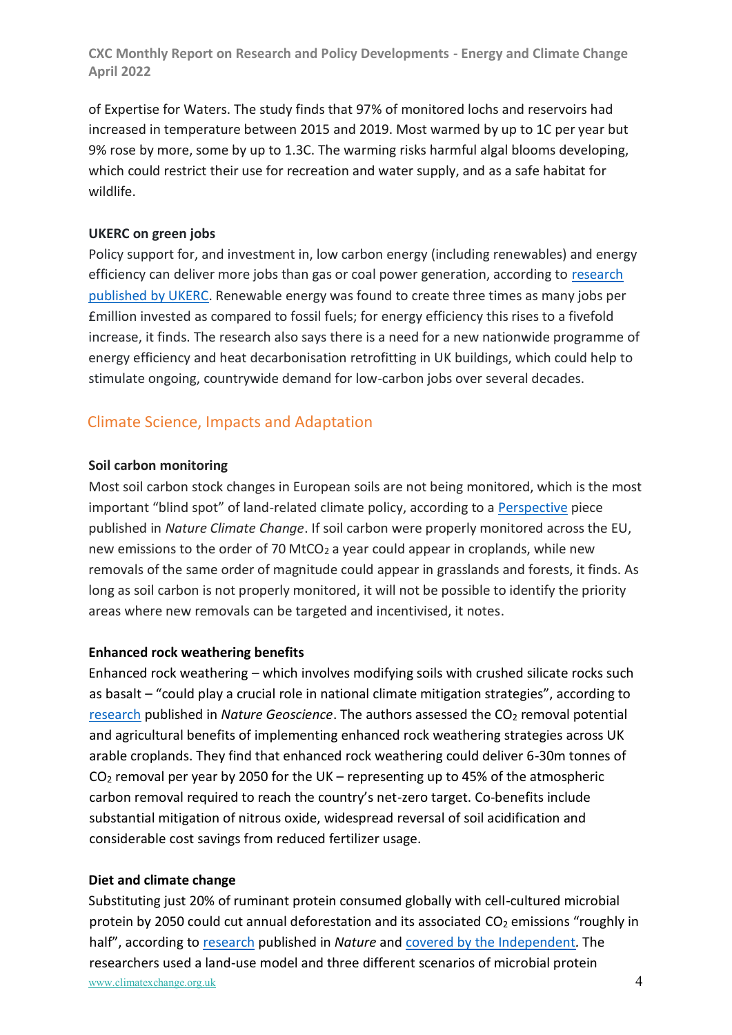of Expertise for Waters. The study finds that 97% of monitored lochs and reservoirs had increased in temperature between 2015 and 2019. Most warmed by up to 1C per year but 9% rose by more, some by up to 1.3C. The warming risks harmful algal blooms developing, which could restrict their use for recreation and water supply, and as a safe habitat for wildlife.

**UKERC on green jobs**

Policy support for, and investment in, low carbon energy (including renewables) and energy efficiency can deliver more jobs than gas or coal power generation, according to research published by UKERC. Renewable energy was found to create three times as many jobs per £million invested as compared to fossil fuels; for energy efficiency this rises to a fivefold increase, it finds. The research also says there is a need for a new nationwide programme of energy efficiency and heat decarbonisation retrofitting in UK buildings, which could help to stimulate ongoing, countrywide demand for low-carbon jobs over several decades.

## Climate Science, Impacts and Adaptation

**Soil carbon monitoring**

Most soil carbon stock changes in European soils are not being monitored, which is the most important "blind spot" of land-related climate policy, according to a Perspective piece published in *Nature Climate Change*. If soil carbon were properly monitored across the EU, new emissions to the order of 70 $MtCO_2$ a year could appear in croplands, while new removals of the same order of magnitude could appear in grasslands and forests, it finds. As long as soil carbon is not properly monitored, it will not be possible to identify the priority areas where new removals can be targeted and incentivised, it notes.

**Enhanced rock weathering benefits**

Enhanced rock weathering – which involves modifying soils with crushed silicate rocks such as basalt – "could play a crucial role in national climate mitigation strategies", according to research published in *Nature Geoscience*. The authors assessed the $CO_2$ removal potential and agricultural benefits of implementing enhanced rock weathering strategies across UK arable croplands. They find that enhanced rock weathering could deliver 6-30m tonnes of $CO_2$ removal per year by 2050 for the UK – representing up to 45% of the atmospheric carbon removal required to reach the country's net-zero target. Co-benefits include substantial mitigation of nitrous oxide, widespread reversal of soil acidification and considerable cost savings from reduced fertilizer usage.

**Diet and climate change**

Substituting just 20% of ruminant protein consumed globally with cell-cultured microbial protein by 2050 could cut annual deforestation and its associated $CO_2$ emissions "roughly in half", according to research published in *Nature* and covered by the Independent. The researchers used a land-use model and three different scenarios of microbial protein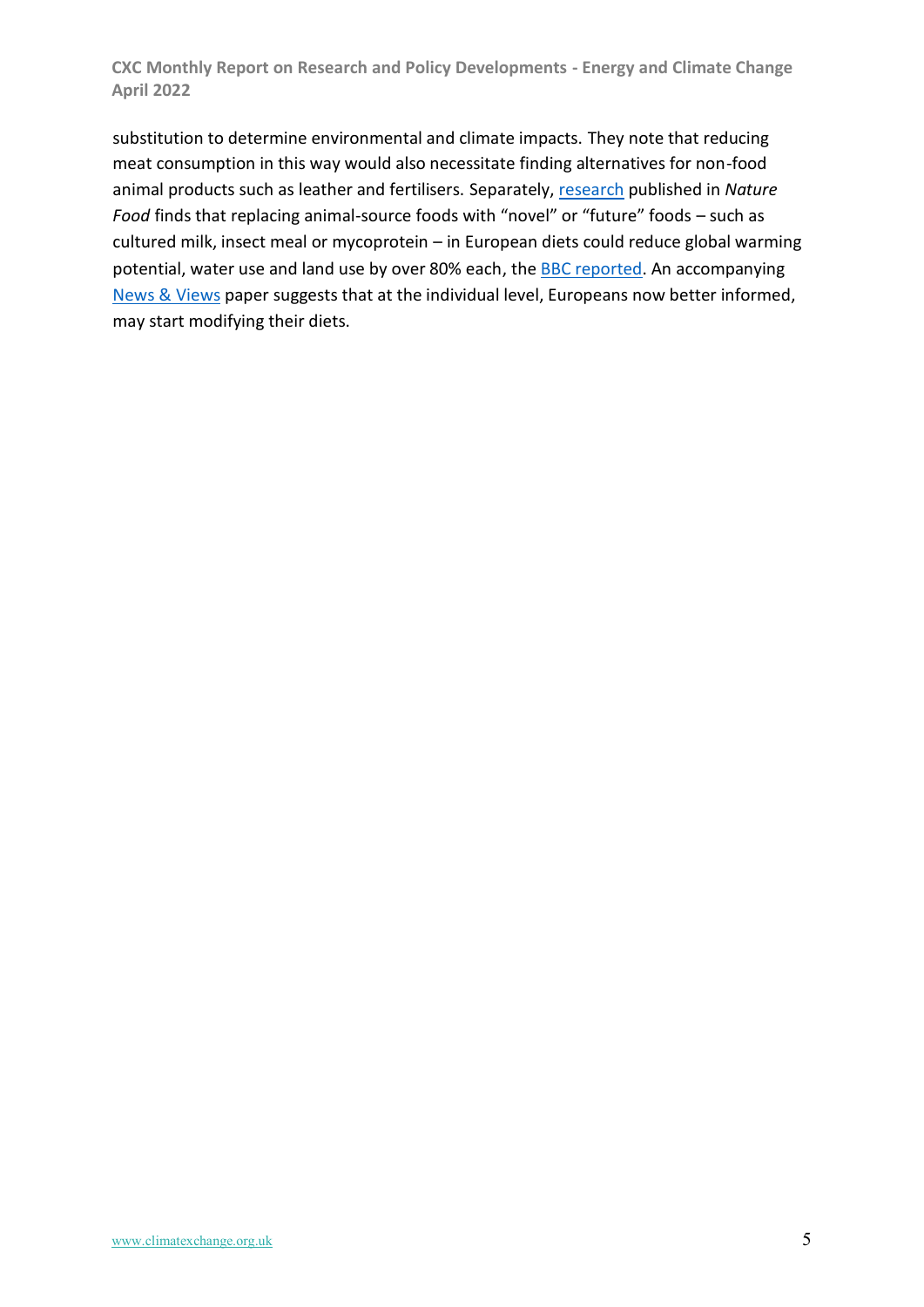substitution to determine environmental and climate impacts. They note that reducing meat consumption in this way would also necessitate finding alternatives for non-food animal products such as leather and fertilisers. Separately, [research](#) published in *Nature Food* finds that replacing animal-source foods with “novel” or “future” foods – such as cultured milk, insect meal or mycoprotein – in European diets could reduce global warming potential, water use and land use by over 80% each, the [BBC reported](#). An accompanying [News & Views](#) paper suggests that at the individual level, Europeans now better informed, may start modifying their diets.